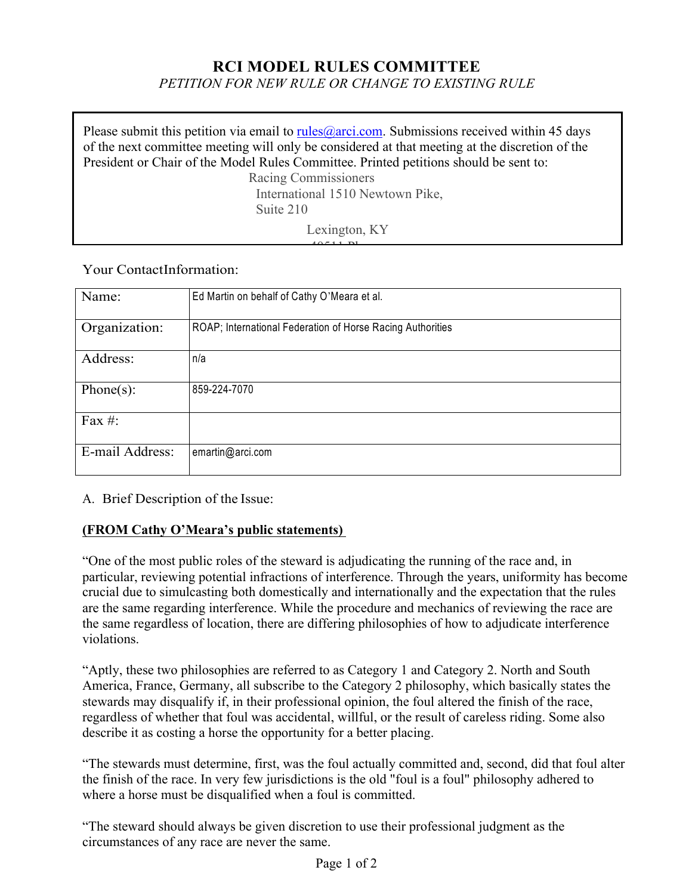# RCI MODEL RULES COMMITTEE

*PETITION FOR NEW RULE OR CHANGE TO EXISTING RULE*

Please submit this petition via email to rules@arci.com. Submissions received within 45 days of the next committee meeting will only be considered at that meeting at the discretion of the President or Chair of the Model Rules Committee. Printed petitions should be sent to:

Racing Commissioners
International 1510 Newtown Pike,
Suite 210
Lexington, KY
40511 Pl

Your ContactInformation:

| Name: | Ed Martin on behalf of Cathy O'Meara et al. |
|---|---|
| Organization: | ROAP; International Federation of Horse Racing Authorities |
| Address: | n/a |
| Phone(s): | 859-224-7070 |
| Fax #: | |
| E-mail Address: | emartin@arci.com |

A. Brief Description of the Issue:

**(FROM Cathy O'Meara's public statements)**

"One of the most public roles of the steward is adjudicating the running of the race and, in particular, reviewing potential infractions of interference. Through the years, uniformity has become crucial due to simulcasting both domestically and internationally and the expectation that the rules are the same regarding interference. While the procedure and mechanics of reviewing the race are the same regardless of location, there are differing philosophies of how to adjudicate interference violations.

"Aptly, these two philosophies are referred to as Category 1 and Category 2. North and South America, France, Germany, all subscribe to the Category 2 philosophy, which basically states the stewards may disqualify if, in their professional opinion, the foul altered the finish of the race, regardless of whether that foul was accidental, willful, or the result of careless riding. Some also describe it as costing a horse the opportunity for a better placing.

"The stewards must determine, first, was the foul actually committed and, second, did that foul alter the finish of the race. In very few jurisdictions is the old "foul is a foul" philosophy adhered to where a horse must be disqualified when a foul is committed.

"The steward should always be given discretion to use their professional judgment as the circumstances of any race are never the same.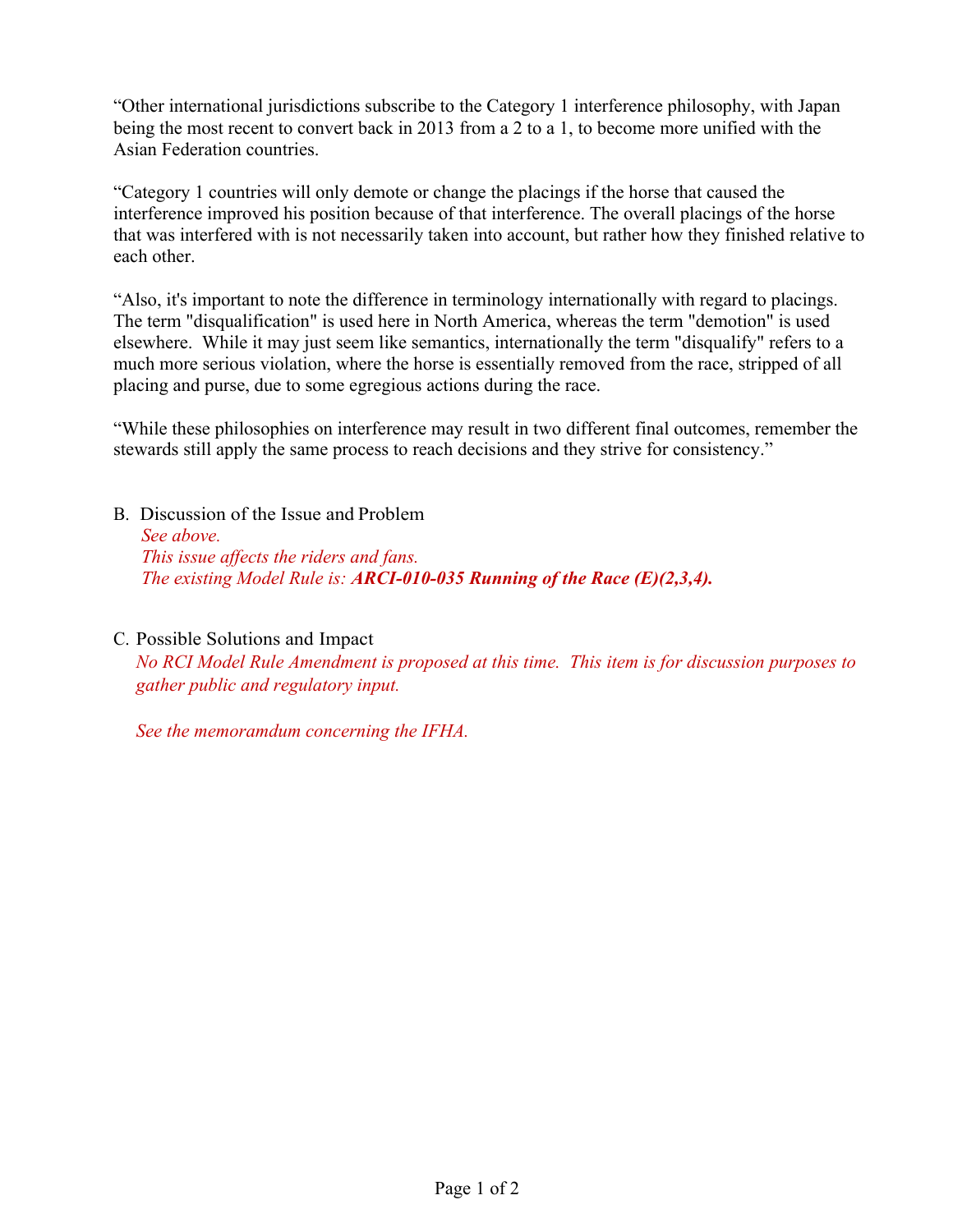“Other international jurisdictions subscribe to the Category 1 interference philosophy, with Japan being the most recent to convert back in 2013 from a 2 to a 1, to become more unified with the Asian Federation countries.

“Category 1 countries will only demote or change the placings if the horse that caused the interference improved his position because of that interference. The overall placings of the horse that was interfered with is not necessarily taken into account, but rather how they finished relative to each other.

“Also, it's important to note the difference in terminology internationally with regard to placings. The term "disqualification" is used here in North America, whereas the term "demotion" is used elsewhere. While it may just seem like semantics, internationally the term "disqualify" refers to a much more serious violation, where the horse is essentially removed from the race, stripped of all placing and purse, due to some egregious actions during the race.

“While these philosophies on interference may result in two different final outcomes, remember the stewards still apply the same process to reach decisions and they strive for consistency.”

B. Discussion of the Issue and Problem

*See above.*
*This issue affects the riders and fans.*
*The existing Model Rule is:* ***ARCI-010-035 Running of the Race (E)(2,3,4).***

C. Possible Solutions and Impact

*No RCI Model Rule Amendment is proposed at this time. This item is for discussion purposes to gather public and regulatory input.*

*See the memoramdum concerning the IFHA.*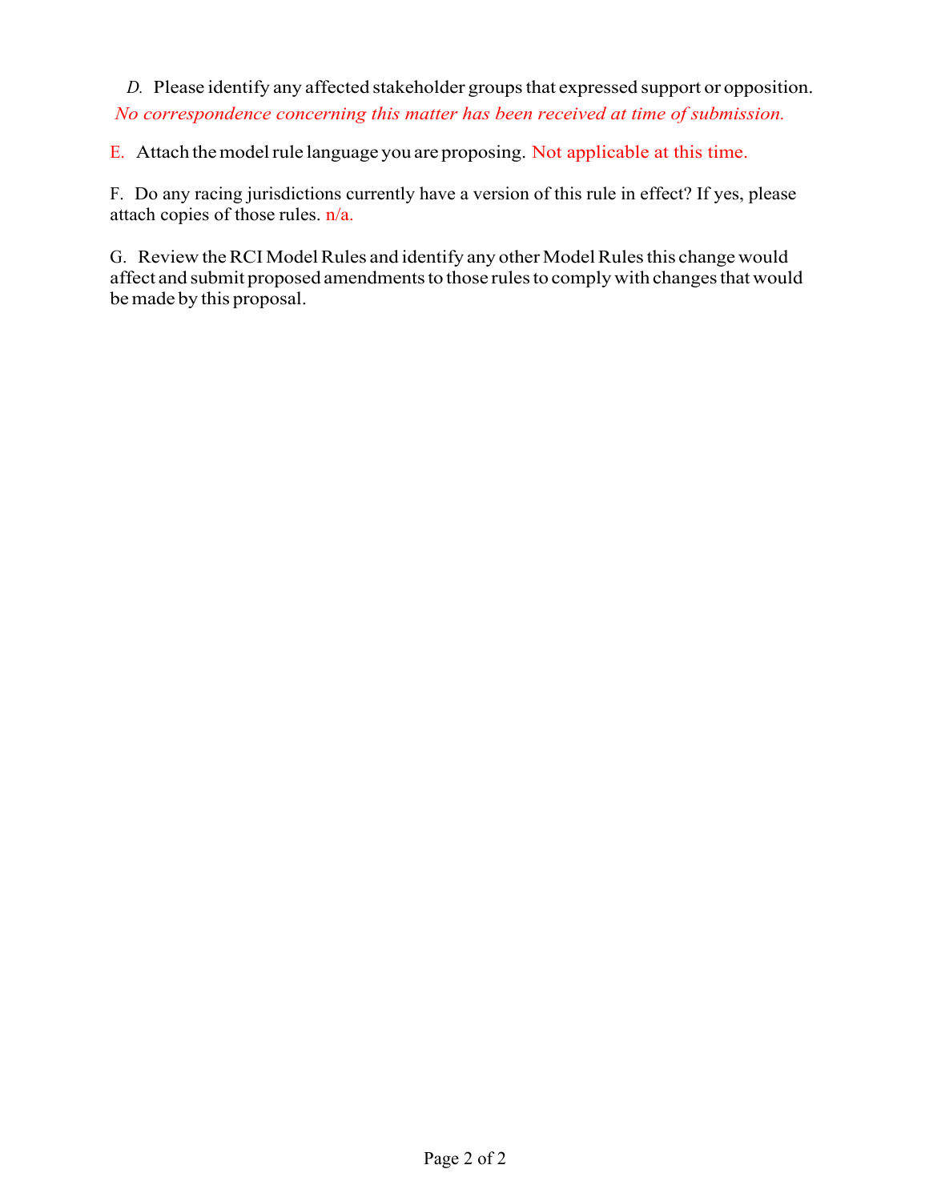*D.* Please identify any affected stakeholder groups that expressed support or opposition.
*No correspondence concerning this matter has been received at time of submission.*

E. Attach the model rule language you are proposing. Not applicable at this time.

F. Do any racing jurisdictions currently have a version of this rule in effect? If yes, please attach copies of those rules. n/a.

G. Review the RCI Model Rules and identify any other Model Rules this change would affect and submit proposed amendments to those rules to comply with changes that would be made by this proposal.